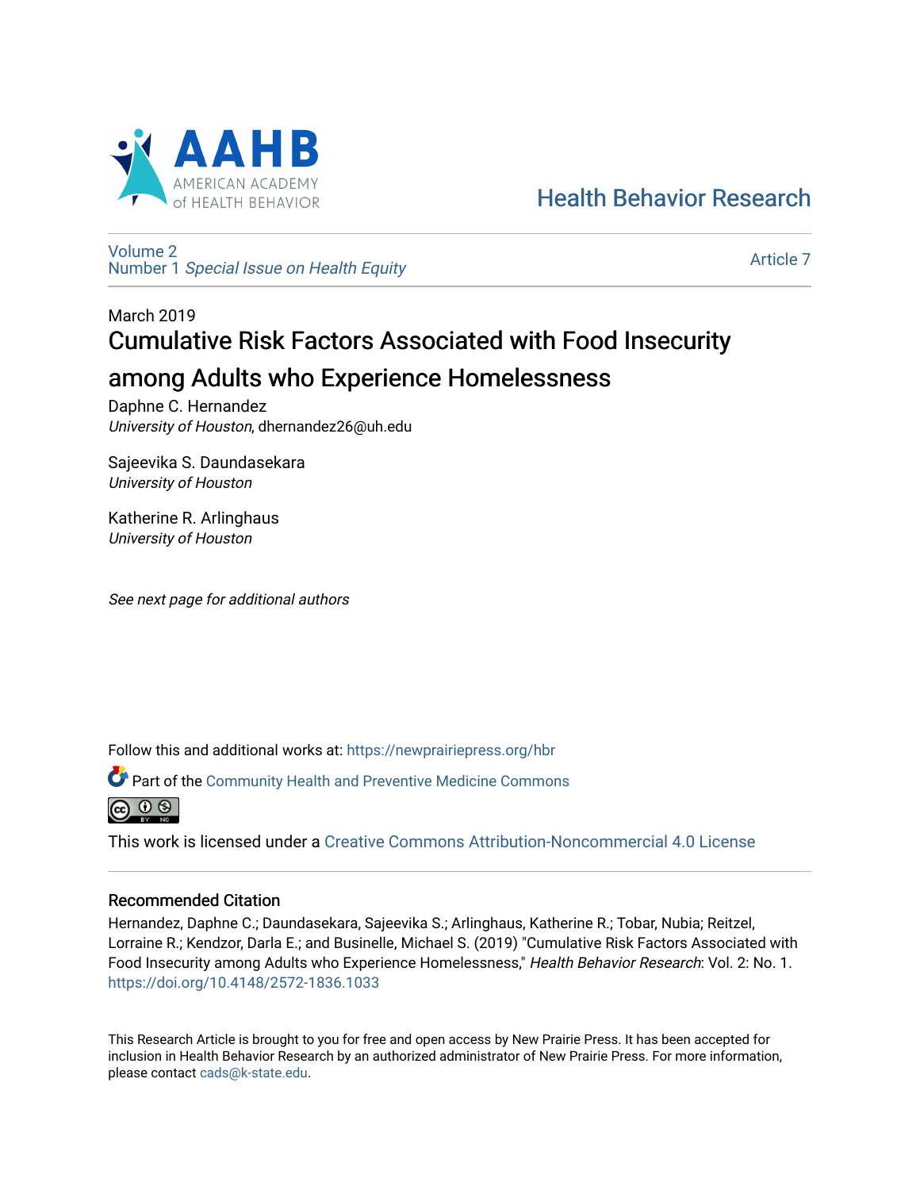AAHB
AMERICAN ACADEMY of HEALTH BEHAVIOR

Health Behavior Research

Volume 2
Number 1 *Special Issue on Health Equity*

Article 7

March 2019

# Cumulative Risk Factors Associated with Food Insecurity among Adults who Experience Homelessness

Daphne C. Hernandez
*University of Houston*, dhernandez26@uh.edu

Sajeevika S. Daundasekara
*University of Houston*

Katherine R. Arlinghaus
*University of Houston*

*See next page for additional authors*

Follow this and additional works at: https://newprairiepress.org/hbr

Part of the Community Health and Preventive Medicine Commons

This work is licensed under a Creative Commons Attribution-Noncommercial 4.0 License

## Recommended Citation

Hernandez, Daphne C.; Daundasekara, Sajeevika S.; Arlinghaus, Katherine R.; Tobar, Nubia; Reitzel, Lorraine R.; Kendzor, Darla E.; and Businelle, Michael S. (2019) "Cumulative Risk Factors Associated with Food Insecurity among Adults who Experience Homelessness," *Health Behavior Research*: Vol. 2: No. 1. https://doi.org/10.4148/2572-1836.1033

This Research Article is brought to you for free and open access by New Prairie Press. It has been accepted for inclusion in Health Behavior Research by an authorized administrator of New Prairie Press. For more information, please contact cads@k-state.edu.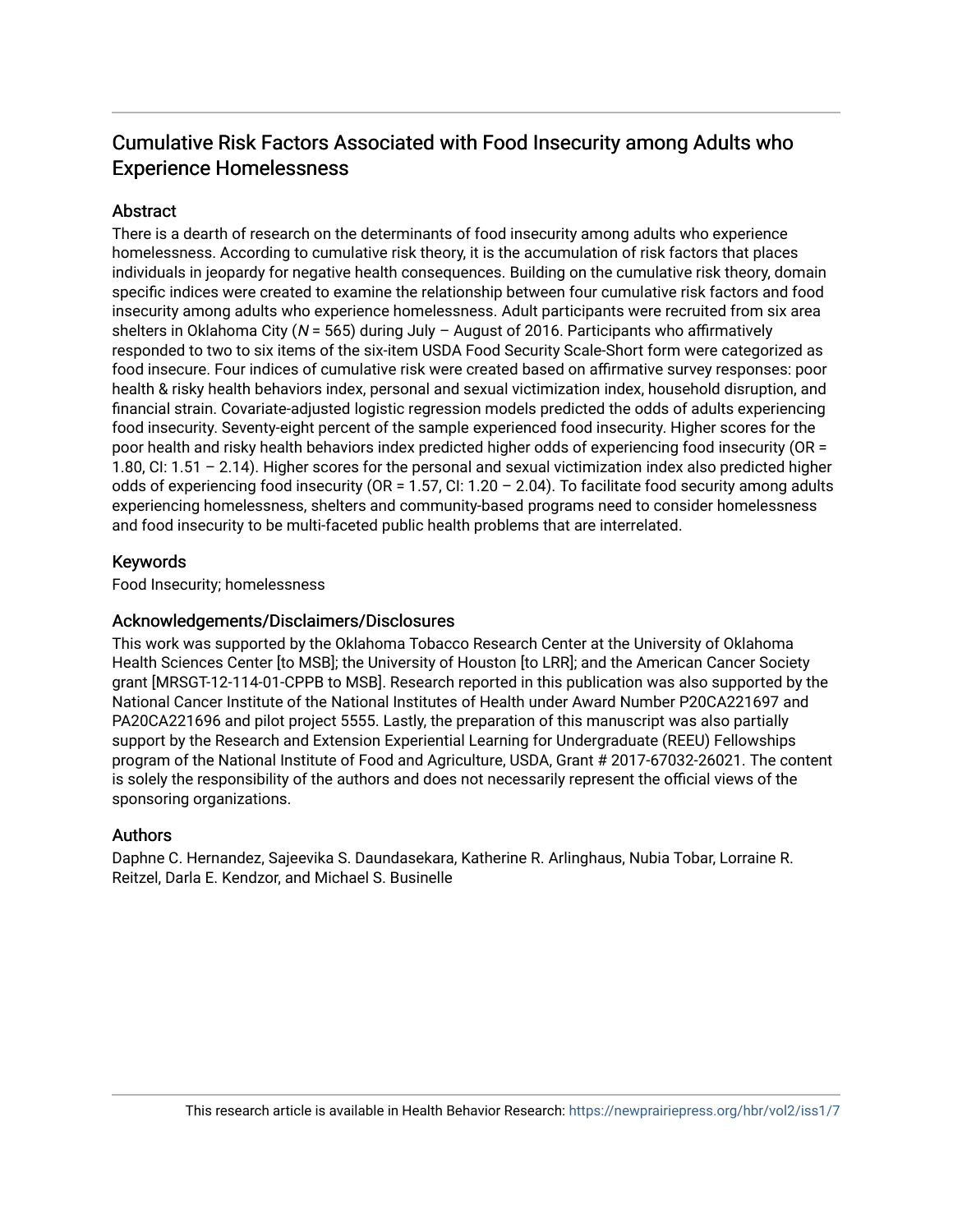# Cumulative Risk Factors Associated with Food Insecurity among Adults who Experience Homelessness

## Abstract

There is a dearth of research on the determinants of food insecurity among adults who experience homelessness. According to cumulative risk theory, it is the accumulation of risk factors that places individuals in jeopardy for negative health consequences. Building on the cumulative risk theory, domain specific indices were created to examine the relationship between four cumulative risk factors and food insecurity among adults who experience homelessness. Adult participants were recruited from six area shelters in Oklahoma City (*N* = 565) during July – August of 2016. Participants who affirmatively responded to two to six items of the six-item USDA Food Security Scale-Short form were categorized as food insecure. Four indices of cumulative risk were created based on affirmative survey responses: poor health & risky health behaviors index, personal and sexual victimization index, household disruption, and financial strain. Covariate-adjusted logistic regression models predicted the odds of adults experiencing food insecurity. Seventy-eight percent of the sample experienced food insecurity. Higher scores for the poor health and risky health behaviors index predicted higher odds of experiencing food insecurity (OR = 1.80, CI: 1.51 – 2.14). Higher scores for the personal and sexual victimization index also predicted higher odds of experiencing food insecurity (OR = 1.57, CI: 1.20 – 2.04). To facilitate food security among adults experiencing homelessness, shelters and community-based programs need to consider homelessness and food insecurity to be multi-faceted public health problems that are interrelated.

## Keywords

Food Insecurity; homelessness

## Acknowledgements/Disclaimers/Disclosures

This work was supported by the Oklahoma Tobacco Research Center at the University of Oklahoma Health Sciences Center [to MSB]; the University of Houston [to LRR]; and the American Cancer Society grant [MRSGT-12-114-01-CPPB to MSB]. Research reported in this publication was also supported by the National Cancer Institute of the National Institutes of Health under Award Number P20CA221697 and PA20CA221696 and pilot project 5555. Lastly, the preparation of this manuscript was also partially support by the Research and Extension Experiential Learning for Undergraduate (REEU) Fellowships program of the National Institute of Food and Agriculture, USDA, Grant # 2017-67032-26021. The content is solely the responsibility of the authors and does not necessarily represent the official views of the sponsoring organizations.

## Authors

Daphne C. Hernandez, Sajeevika S. Daundasekara, Katherine R. Arlinghaus, Nubia Tobar, Lorraine R. Reitzel, Darla E. Kendzor, and Michael S. Businelle

This research article is available in Health Behavior Research: https://newprairiepress.org/hbr/vol2/iss1/7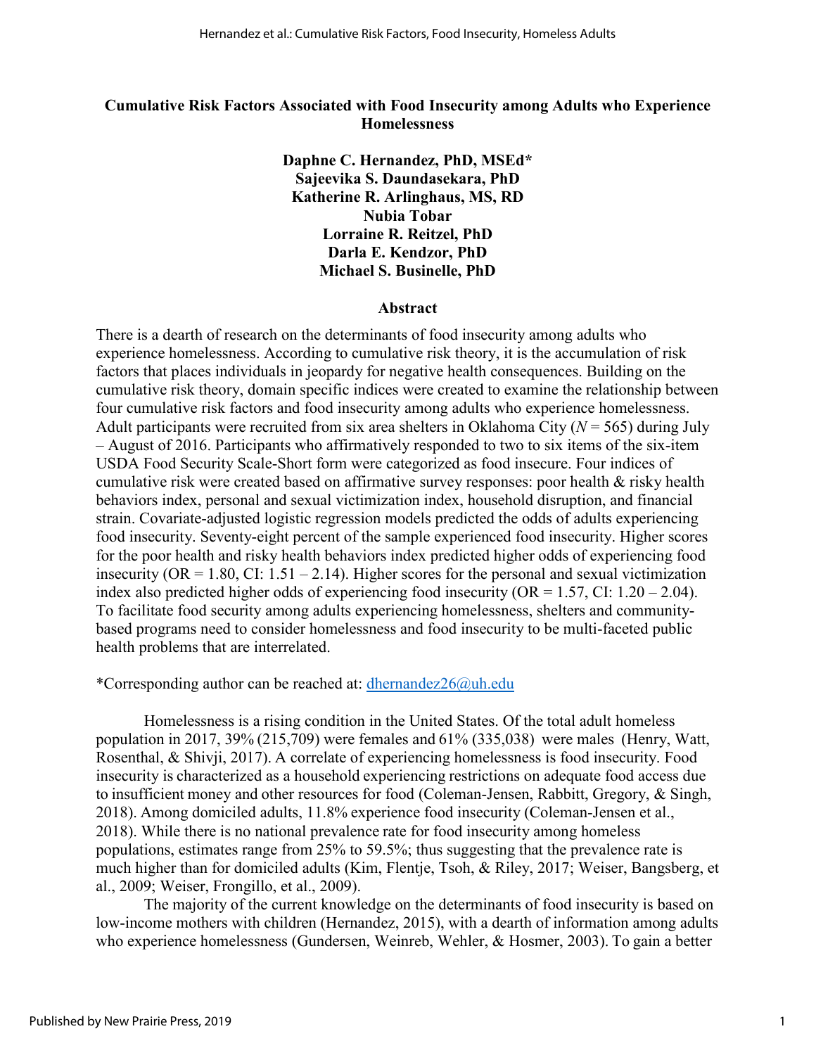**Cumulative Risk Factors Associated with Food Insecurity among Adults who Experience Homelessness**

**Daphne C. Hernandez, PhD, MSEd*
Sajeevika S. Daundasekara, PhD
Katherine R. Arlinghaus, MS, RD
Nubia Tobar
Lorraine R. Reitzel, PhD
Darla E. Kendzor, PhD
Michael S. Businelle, PhD**

**Abstract**

There is a dearth of research on the determinants of food insecurity among adults who experience homelessness. According to cumulative risk theory, it is the accumulation of risk factors that places individuals in jeopardy for negative health consequences. Building on the cumulative risk theory, domain specific indices were created to examine the relationship between four cumulative risk factors and food insecurity among adults who experience homelessness. Adult participants were recruited from six area shelters in Oklahoma City (*N* = 565) during July – August of 2016. Participants who affirmatively responded to two to six items of the six-item USDA Food Security Scale-Short form were categorized as food insecure. Four indices of cumulative risk were created based on affirmative survey responses: poor health & risky health behaviors index, personal and sexual victimization index, household disruption, and financial strain. Covariate-adjusted logistic regression models predicted the odds of adults experiencing food insecurity. Seventy-eight percent of the sample experienced food insecurity. Higher scores for the poor health and risky health behaviors index predicted higher odds of experiencing food insecurity (OR = 1.80, CI: 1.51 – 2.14). Higher scores for the personal and sexual victimization index also predicted higher odds of experiencing food insecurity (OR = 1.57, CI: 1.20 – 2.04). To facilitate food security among adults experiencing homelessness, shelters and community-based programs need to consider homelessness and food insecurity to be multi-faceted public health problems that are interrelated.

*Corresponding author can be reached at: dhernandez26@uh.edu

Homelessness is a rising condition in the United States. Of the total adult homeless population in 2017, 39% (215,709) were females and 61% (335,038) were males (Henry, Watt, Rosenthal, & Shivji, 2017). A correlate of experiencing homelessness is food insecurity. Food insecurity is characterized as a household experiencing restrictions on adequate food access due to insufficient money and other resources for food (Coleman-Jensen, Rabbitt, Gregory, & Singh, 2018). Among domiciled adults, 11.8% experience food insecurity (Coleman-Jensen et al., 2018). While there is no national prevalence rate for food insecurity among homeless populations, estimates range from 25% to 59.5%; thus suggesting that the prevalence rate is much higher than for domiciled adults (Kim, Flentje, Tsoh, & Riley, 2017; Weiser, Bangsberg, et al., 2009; Weiser, Frongillo, et al., 2009).

The majority of the current knowledge on the determinants of food insecurity is based on low-income mothers with children (Hernandez, 2015), with a dearth of information among adults who experience homelessness (Gundersen, Weinreb, Wehler, & Hosmer, 2003). To gain a better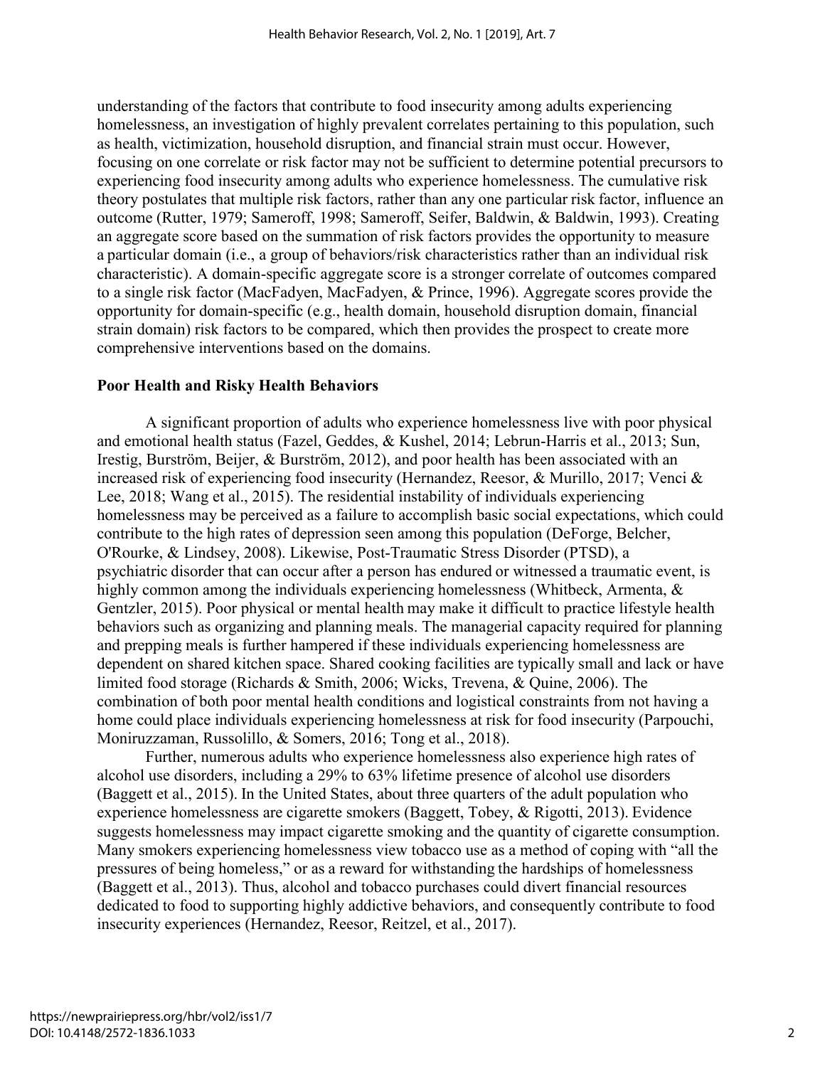understanding of the factors that contribute to food insecurity among adults experiencing homelessness, an investigation of highly prevalent correlates pertaining to this population, such as health, victimization, household disruption, and financial strain must occur. However, focusing on one correlate or risk factor may not be sufficient to determine potential precursors to experiencing food insecurity among adults who experience homelessness. The cumulative risk theory postulates that multiple risk factors, rather than any one particular risk factor, influence an outcome (Rutter, 1979; Sameroff, 1998; Sameroff, Seifer, Baldwin, & Baldwin, 1993). Creating an aggregate score based on the summation of risk factors provides the opportunity to measure a particular domain (i.e., a group of behaviors/risk characteristics rather than an individual risk characteristic). A domain-specific aggregate score is a stronger correlate of outcomes compared to a single risk factor (MacFadyen, MacFadyen, & Prince, 1996). Aggregate scores provide the opportunity for domain-specific (e.g., health domain, household disruption domain, financial strain domain) risk factors to be compared, which then provides the prospect to create more comprehensive interventions based on the domains.

### Poor Health and Risky Health Behaviors

A significant proportion of adults who experience homelessness live with poor physical and emotional health status (Fazel, Geddes, & Kushel, 2014; Lebrun-Harris et al., 2013; Sun, Irestig, Burström, Beijer, & Burström, 2012), and poor health has been associated with an increased risk of experiencing food insecurity (Hernandez, Reesor, & Murillo, 2017; Venci & Lee, 2018; Wang et al., 2015). The residential instability of individuals experiencing homelessness may be perceived as a failure to accomplish basic social expectations, which could contribute to the high rates of depression seen among this population (DeForge, Belcher, O'Rourke, & Lindsey, 2008). Likewise, Post-Traumatic Stress Disorder (PTSD), a psychiatric disorder that can occur after a person has endured or witnessed a traumatic event, is highly common among the individuals experiencing homelessness (Whitbeck, Armenta, & Gentzler, 2015). Poor physical or mental health may make it difficult to practice lifestyle health behaviors such as organizing and planning meals. The managerial capacity required for planning and prepping meals is further hampered if these individuals experiencing homelessness are dependent on shared kitchen space. Shared cooking facilities are typically small and lack or have limited food storage (Richards & Smith, 2006; Wicks, Trevena, & Quine, 2006). The combination of both poor mental health conditions and logistical constraints from not having a home could place individuals experiencing homelessness at risk for food insecurity (Parpouchi, Moniruzzaman, Russolillo, & Somers, 2016; Tong et al., 2018).

Further, numerous adults who experience homelessness also experience high rates of alcohol use disorders, including a 29% to 63% lifetime presence of alcohol use disorders (Baggett et al., 2015). In the United States, about three quarters of the adult population who experience homelessness are cigarette smokers (Baggett, Tobey, & Rigotti, 2013). Evidence suggests homelessness may impact cigarette smoking and the quantity of cigarette consumption. Many smokers experiencing homelessness view tobacco use as a method of coping with "all the pressures of being homeless," or as a reward for withstanding the hardships of homelessness (Baggett et al., 2013). Thus, alcohol and tobacco purchases could divert financial resources dedicated to food to supporting highly addictive behaviors, and consequently contribute to food insecurity experiences (Hernandez, Reesor, Reitzel, et al., 2017).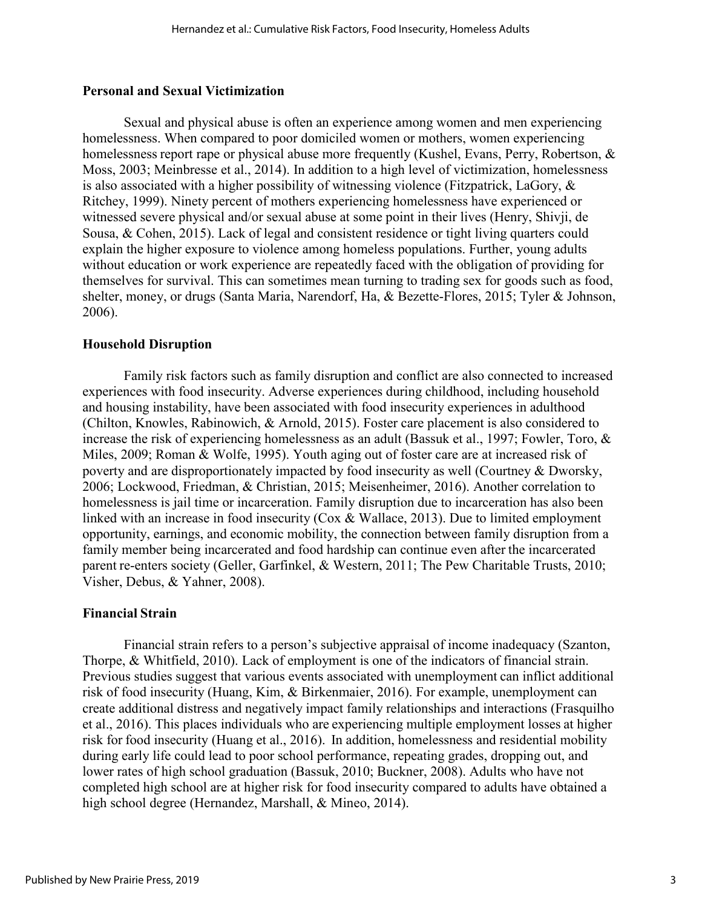### Personal and Sexual Victimization

Sexual and physical abuse is often an experience among women and men experiencing homelessness. When compared to poor domiciled women or mothers, women experiencing homelessness report rape or physical abuse more frequently (Kushel, Evans, Perry, Robertson, & Moss, 2003; Meinbresse et al., 2014). In addition to a high level of victimization, homelessness is also associated with a higher possibility of witnessing violence (Fitzpatrick, LaGory, & Ritchey, 1999). Ninety percent of mothers experiencing homelessness have experienced or witnessed severe physical and/or sexual abuse at some point in their lives (Henry, Shivji, de Sousa, & Cohen, 2015). Lack of legal and consistent residence or tight living quarters could explain the higher exposure to violence among homeless populations. Further, young adults without education or work experience are repeatedly faced with the obligation of providing for themselves for survival. This can sometimes mean turning to trading sex for goods such as food, shelter, money, or drugs (Santa Maria, Narendorf, Ha, & Bezette-Flores, 2015; Tyler & Johnson, 2006).

### Household Disruption

Family risk factors such as family disruption and conflict are also connected to increased experiences with food insecurity. Adverse experiences during childhood, including household and housing instability, have been associated with food insecurity experiences in adulthood (Chilton, Knowles, Rabinowich, & Arnold, 2015). Foster care placement is also considered to increase the risk of experiencing homelessness as an adult (Bassuk et al., 1997; Fowler, Toro, & Miles, 2009; Roman & Wolfe, 1995). Youth aging out of foster care are at increased risk of poverty and are disproportionately impacted by food insecurity as well (Courtney & Dworsky, 2006; Lockwood, Friedman, & Christian, 2015; Meisenheimer, 2016). Another correlation to homelessness is jail time or incarceration. Family disruption due to incarceration has also been linked with an increase in food insecurity (Cox & Wallace, 2013). Due to limited employment opportunity, earnings, and economic mobility, the connection between family disruption from a family member being incarcerated and food hardship can continue even after the incarcerated parent re-enters society (Geller, Garfinkel, & Western, 2011; The Pew Charitable Trusts, 2010; Visher, Debus, & Yahner, 2008).

### Financial Strain

Financial strain refers to a person's subjective appraisal of income inadequacy (Szanton, Thorpe, & Whitfield, 2010). Lack of employment is one of the indicators of financial strain. Previous studies suggest that various events associated with unemployment can inflict additional risk of food insecurity (Huang, Kim, & Birkenmaier, 2016). For example, unemployment can create additional distress and negatively impact family relationships and interactions (Frasquilho et al., 2016). This places individuals who are experiencing multiple employment losses at higher risk for food insecurity (Huang et al., 2016). In addition, homelessness and residential mobility during early life could lead to poor school performance, repeating grades, dropping out, and lower rates of high school graduation (Bassuk, 2010; Buckner, 2008). Adults who have not completed high school are at higher risk for food insecurity compared to adults have obtained a high school degree (Hernandez, Marshall, & Mineo, 2014).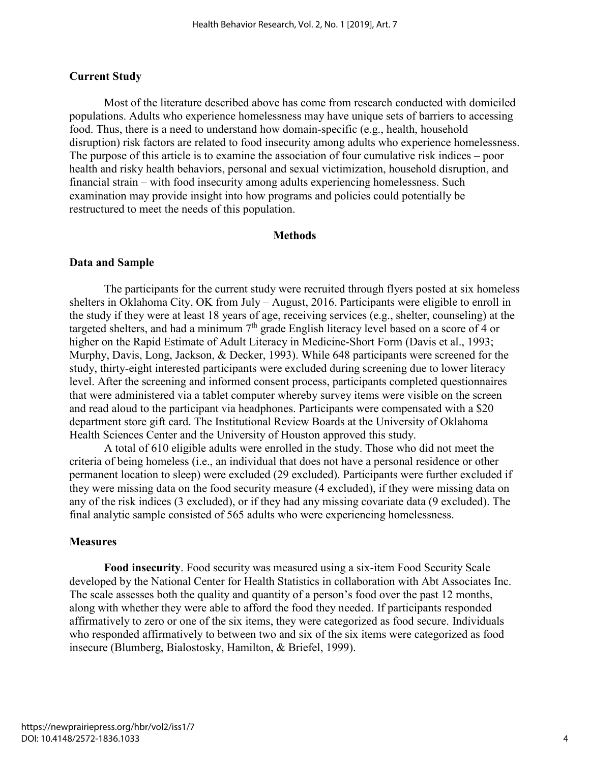## Current Study

Most of the literature described above has come from research conducted with domiciled populations. Adults who experience homelessness may have unique sets of barriers to accessing food. Thus, there is a need to understand how domain-specific (e.g., health, household disruption) risk factors are related to food insecurity among adults who experience homelessness. The purpose of this article is to examine the association of four cumulative risk indices – poor health and risky health behaviors, personal and sexual victimization, household disruption, and financial strain – with food insecurity among adults experiencing homelessness. Such examination may provide insight into how programs and policies could potentially be restructured to meet the needs of this population.

# Methods

## Data and Sample

The participants for the current study were recruited through flyers posted at six homeless shelters in Oklahoma City, OK from July – August, 2016. Participants were eligible to enroll in the study if they were at least 18 years of age, receiving services (e.g., shelter, counseling) at the targeted shelters, and had a minimum 7th grade English literacy level based on a score of 4 or higher on the Rapid Estimate of Adult Literacy in Medicine-Short Form (Davis et al., 1993; Murphy, Davis, Long, Jackson, & Decker, 1993). While 648 participants were screened for the study, thirty-eight interested participants were excluded during screening due to lower literacy level. After the screening and informed consent process, participants completed questionnaires that were administered via a tablet computer whereby survey items were visible on the screen and read aloud to the participant via headphones. Participants were compensated with a $20 department store gift card. The Institutional Review Boards at the University of Oklahoma Health Sciences Center and the University of Houston approved this study.

A total of 610 eligible adults were enrolled in the study. Those who did not meet the criteria of being homeless (i.e., an individual that does not have a personal residence or other permanent location to sleep) were excluded (29 excluded). Participants were further excluded if they were missing data on the food security measure (4 excluded), if they were missing data on any of the risk indices (3 excluded), or if they had any missing covariate data (9 excluded). The final analytic sample consisted of 565 adults who were experiencing homelessness.

## Measures

**Food insecurity**. Food security was measured using a six-item Food Security Scale developed by the National Center for Health Statistics in collaboration with Abt Associates Inc. The scale assesses both the quality and quantity of a person's food over the past 12 months, along with whether they were able to afford the food they needed. If participants responded affirmatively to zero or one of the six items, they were categorized as food secure. Individuals who responded affirmatively to between two and six of the six items were categorized as food insecure (Blumberg, Bialostosky, Hamilton, & Briefel, 1999).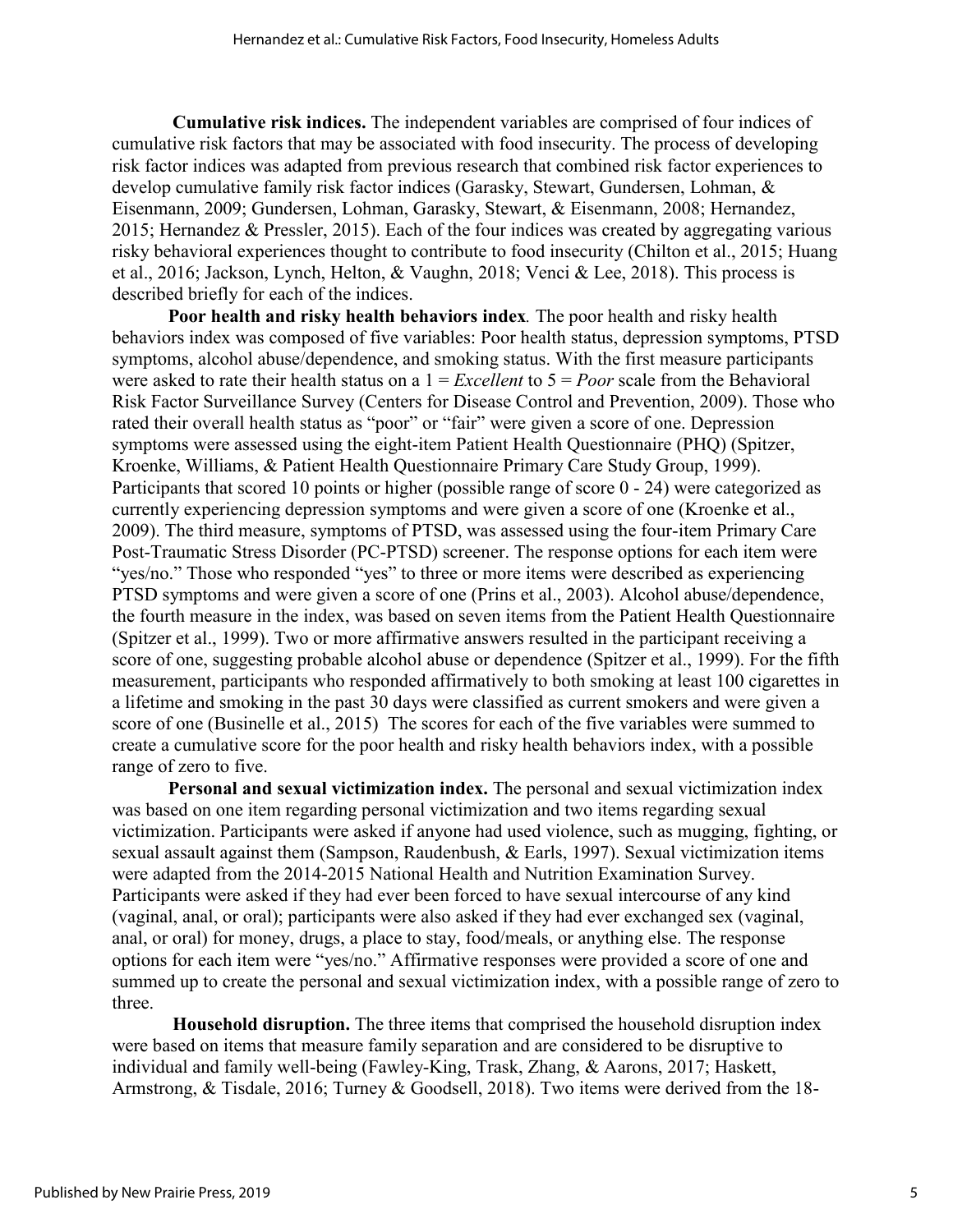**Cumulative risk indices.** The independent variables are comprised of four indices of cumulative risk factors that may be associated with food insecurity. The process of developing risk factor indices was adapted from previous research that combined risk factor experiences to develop cumulative family risk factor indices (Garasky, Stewart, Gundersen, Lohman, & Eisenmann, 2009; Gundersen, Lohman, Garasky, Stewart, & Eisenmann, 2008; Hernandez, 2015; Hernandez & Pressler, 2015). Each of the four indices was created by aggregating various risky behavioral experiences thought to contribute to food insecurity (Chilton et al., 2015; Huang et al., 2016; Jackson, Lynch, Helton, & Vaughn, 2018; Venci & Lee, 2018). This process is described briefly for each of the indices.

**Poor health and risky health behaviors index***.* The poor health and risky health behaviors index was composed of five variables: Poor health status, depression symptoms, PTSD symptoms, alcohol abuse/dependence, and smoking status. With the first measure participants were asked to rate their health status on a 1 = *Excellent* to 5 = *Poor* scale from the Behavioral Risk Factor Surveillance Survey (Centers for Disease Control and Prevention, 2009). Those who rated their overall health status as "poor" or "fair" were given a score of one. Depression symptoms were assessed using the eight-item Patient Health Questionnaire (PHQ) (Spitzer, Kroenke, Williams, & Patient Health Questionnaire Primary Care Study Group, 1999). Participants that scored 10 points or higher (possible range of score 0 - 24) were categorized as currently experiencing depression symptoms and were given a score of one (Kroenke et al., 2009). The third measure, symptoms of PTSD, was assessed using the four-item Primary Care Post-Traumatic Stress Disorder (PC-PTSD) screener. The response options for each item were "yes/no." Those who responded "yes" to three or more items were described as experiencing PTSD symptoms and were given a score of one (Prins et al., 2003). Alcohol abuse/dependence, the fourth measure in the index, was based on seven items from the Patient Health Questionnaire (Spitzer et al., 1999). Two or more affirmative answers resulted in the participant receiving a score of one, suggesting probable alcohol abuse or dependence (Spitzer et al., 1999). For the fifth measurement, participants who responded affirmatively to both smoking at least 100 cigarettes in a lifetime and smoking in the past 30 days were classified as current smokers and were given a score of one (Businelle et al., 2015) The scores for each of the five variables were summed to create a cumulative score for the poor health and risky health behaviors index, with a possible range of zero to five.

**Personal and sexual victimization index.** The personal and sexual victimization index was based on one item regarding personal victimization and two items regarding sexual victimization. Participants were asked if anyone had used violence, such as mugging, fighting, or sexual assault against them (Sampson, Raudenbush, & Earls, 1997). Sexual victimization items were adapted from the 2014-2015 National Health and Nutrition Examination Survey. Participants were asked if they had ever been forced to have sexual intercourse of any kind (vaginal, anal, or oral); participants were also asked if they had ever exchanged sex (vaginal, anal, or oral) for money, drugs, a place to stay, food/meals, or anything else. The response options for each item were "yes/no." Affirmative responses were provided a score of one and summed up to create the personal and sexual victimization index, with a possible range of zero to three.

**Household disruption.** The three items that comprised the household disruption index were based on items that measure family separation and are considered to be disruptive to individual and family well-being (Fawley-King, Trask, Zhang, & Aarons, 2017; Haskett, Armstrong, & Tisdale, 2016; Turney & Goodsell, 2018). Two items were derived from the 18-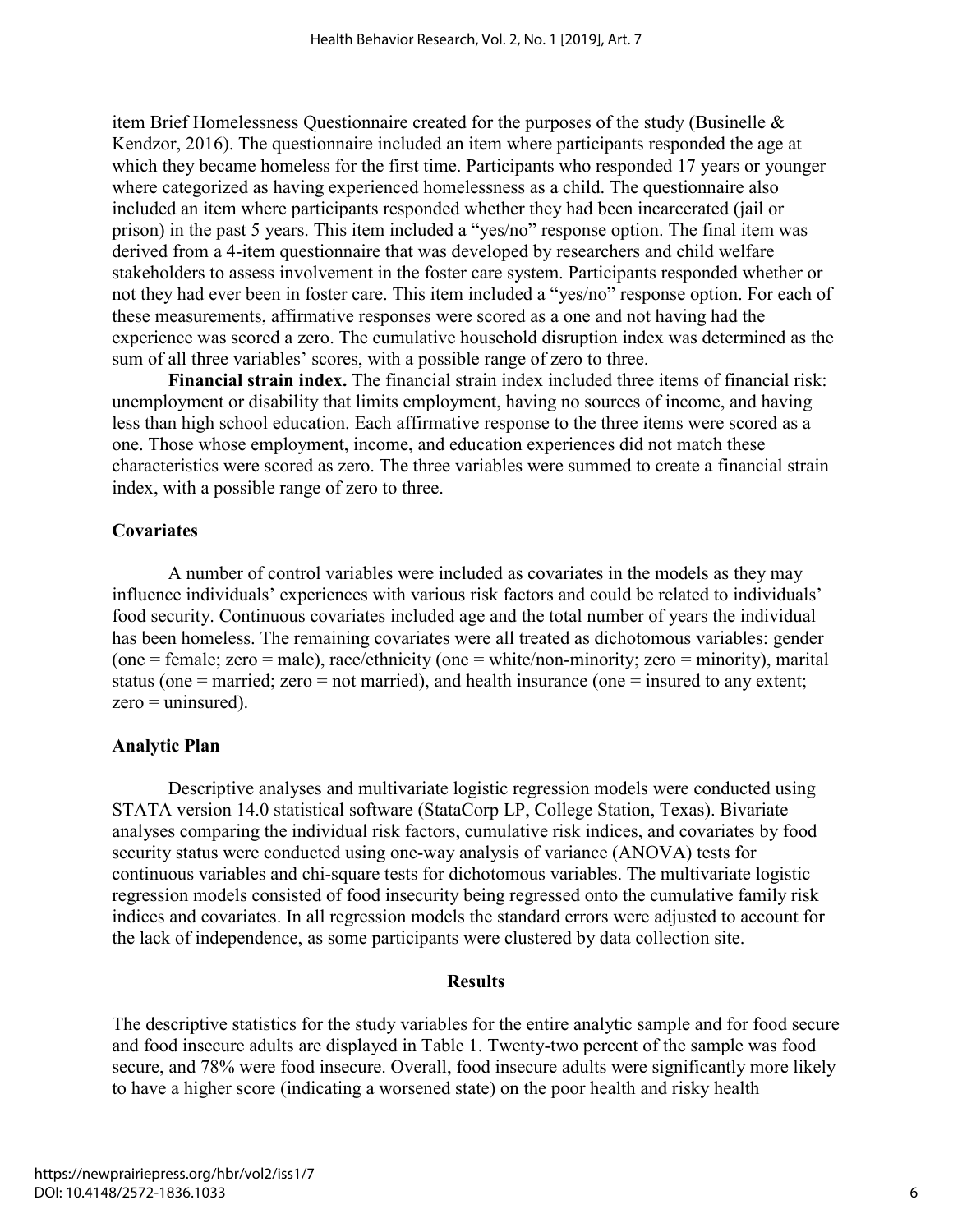item Brief Homelessness Questionnaire created for the purposes of the study (Businelle & Kendzor, 2016). The questionnaire included an item where participants responded the age at which they became homeless for the first time. Participants who responded 17 years or younger where categorized as having experienced homelessness as a child. The questionnaire also included an item where participants responded whether they had been incarcerated (jail or prison) in the past 5 years. This item included a "yes/no" response option. The final item was derived from a 4-item questionnaire that was developed by researchers and child welfare stakeholders to assess involvement in the foster care system. Participants responded whether or not they had ever been in foster care. This item included a "yes/no" response option. For each of these measurements, affirmative responses were scored as a one and not having had the experience was scored a zero. The cumulative household disruption index was determined as the sum of all three variables' scores, with a possible range of zero to three.

**Financial strain index.** The financial strain index included three items of financial risk: unemployment or disability that limits employment, having no sources of income, and having less than high school education. Each affirmative response to the three items were scored as a one. Those whose employment, income, and education experiences did not match these characteristics were scored as zero. The three variables were summed to create a financial strain index, with a possible range of zero to three.

### Covariates

A number of control variables were included as covariates in the models as they may influence individuals' experiences with various risk factors and could be related to individuals' food security. Continuous covariates included age and the total number of years the individual has been homeless. The remaining covariates were all treated as dichotomous variables: gender (one = female; zero = male), race/ethnicity (one = white/non-minority; zero = minority), marital status (one = married; zero = not married), and health insurance (one = insured to any extent; zero = uninsured).

### Analytic Plan

Descriptive analyses and multivariate logistic regression models were conducted using STATA version 14.0 statistical software (StataCorp LP, College Station, Texas). Bivariate analyses comparing the individual risk factors, cumulative risk indices, and covariates by food security status were conducted using one-way analysis of variance (ANOVA) tests for continuous variables and chi-square tests for dichotomous variables. The multivariate logistic regression models consisted of food insecurity being regressed onto the cumulative family risk indices and covariates. In all regression models the standard errors were adjusted to account for the lack of independence, as some participants were clustered by data collection site.

## Results

The descriptive statistics for the study variables for the entire analytic sample and for food secure and food insecure adults are displayed in Table 1. Twenty-two percent of the sample was food secure, and 78% were food insecure. Overall, food insecure adults were significantly more likely to have a higher score (indicating a worsened state) on the poor health and risky health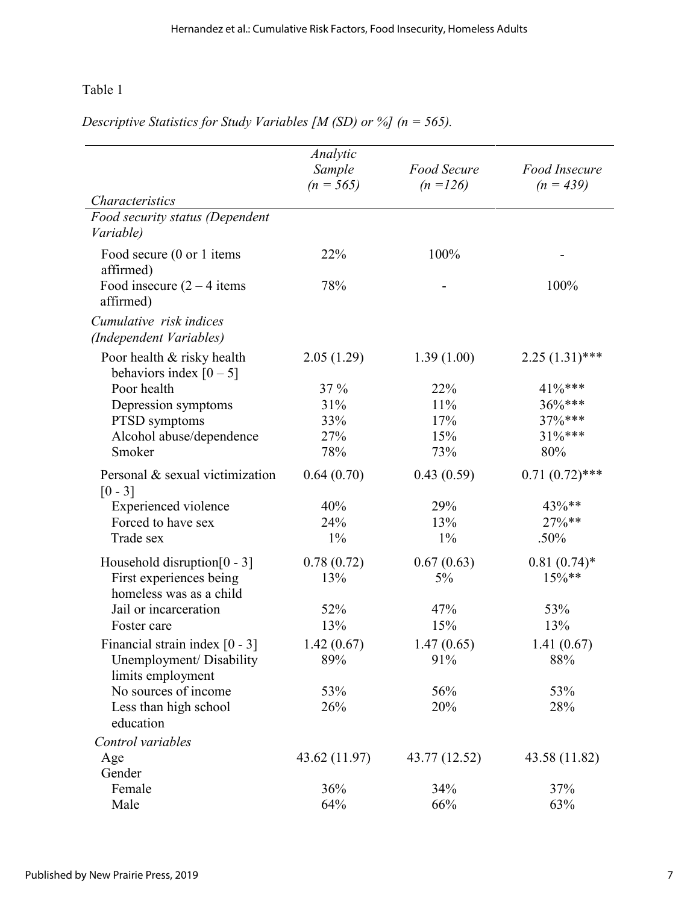Table 1

*Descriptive Statistics for Study Variables [M (SD) or %] (n = 565).*

| *Characteristics* | *Analytic Sample (n = 565)* | *Food Secure (n =126)* | *Food Insecure (n = 439)* |
|---|---|---|---|
| *Food security status (Dependent Variable)* | | | |
| Food secure (0 or 1 items affirmed) | 22% | 100% | - |
| Food insecure (2 – 4 items affirmed) | 78% | - | 100% |
| *Cumulative risk indices (Independent Variables)* | | | |
| Poor health & risky health behaviors index [0 – 5] | 2.05 (1.29) | 1.39 (1.00) | 2.25 (1.31)*** |
| Poor health | 37 % | 22% | 41%*** |
| Depression symptoms | 31% | 11% | 36%*** |
| PTSD symptoms | 33% | 17% | 37%*** |
| Alcohol abuse/dependence | 27% | 15% | 31%*** |
| Smoker | 78% | 73% | 80% |
| Personal & sexual victimization [0 - 3] | 0.64 (0.70) | 0.43 (0.59) | 0.71 (0.72)*** |
| Experienced violence | 40% | 29% | 43%** |
| Forced to have sex | 24% | 13% | 27%** |
| Trade sex | 1% | 1% | .50% |
| Household disruption[0 - 3] | 0.78 (0.72) | 0.67 (0.63) | 0.81 (0.74)* |
| First experiences being homeless was as a child | 13% | 5% | 15%** |
| Jail or incarceration | 52% | 47% | 53% |
| Foster care | 13% | 15% | 13% |
| Financial strain index [0 - 3] | 1.42 (0.67) | 1.47 (0.65) | 1.41 (0.67) |
| Unemployment/ Disability limits employment | 89% | 91% | 88% |
| No sources of income | 53% | 56% | 53% |
| Less than high school education | 26% | 20% | 28% |
| *Control variables* | | | |
| Age | 43.62 (11.97) | 43.77 (12.52) | 43.58 (11.82) |
| Gender | | | |
| Female | 36% | 34% | 37% |
| Male | 64% | 66% | 63% |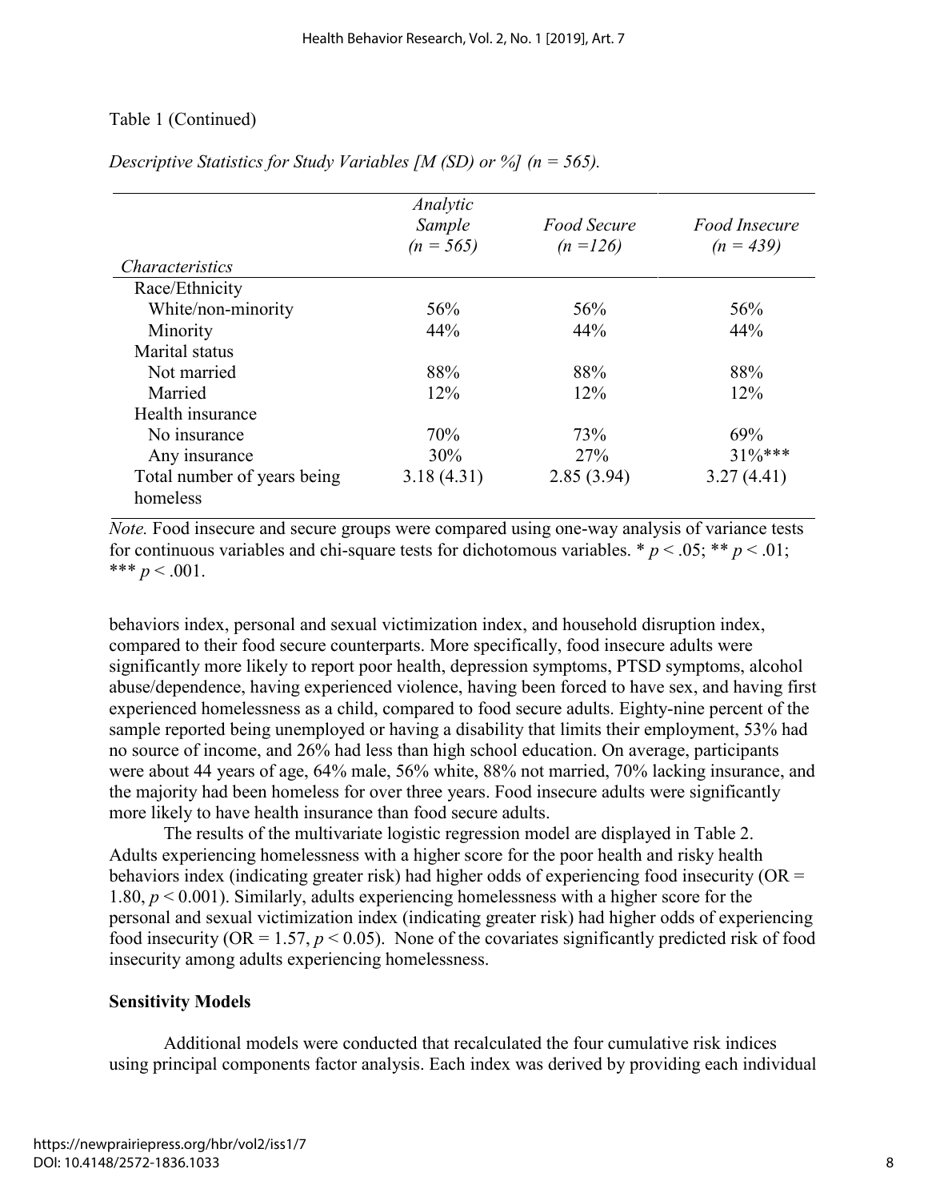Table 1 (Continued)

*Descriptive Statistics for Study Variables [M (SD) or %] (n = 565).*

| *Characteristics* | *Analytic Sample (n = 565)* | *Food Secure (n =126)* | *Food Insecure (n = 439)* |
|---|---|---|---|
| Race/Ethnicity | | | |
| White/non-minority | 56% | 56% | 56% |
| Minority | 44% | 44% | 44% |
| Marital status | | | |
| Not married | 88% | 88% | 88% |
| Married | 12% | 12% | 12% |
| Health insurance | | | |
| No insurance | 70% | 73% | 69% |
| Any insurance | 30% | 27% | 31%*** |
| Total number of years being homeless | 3.18 (4.31) | 2.85 (3.94) | 3.27 (4.41) |

*Note.* Food insecure and secure groups were compared using one-way analysis of variance tests for continuous variables and chi-square tests for dichotomous variables. * $p < .05$; ** $p < .01$; *** $p < .001$.

behaviors index, personal and sexual victimization index, and household disruption index, compared to their food secure counterparts. More specifically, food insecure adults were significantly more likely to report poor health, depression symptoms, PTSD symptoms, alcohol abuse/dependence, having experienced violence, having been forced to have sex, and having first experienced homelessness as a child, compared to food secure adults. Eighty-nine percent of the sample reported being unemployed or having a disability that limits their employment, 53% had no source of income, and 26% had less than high school education. On average, participants were about 44 years of age, 64% male, 56% white, 88% not married, 70% lacking insurance, and the majority had been homeless for over three years. Food insecure adults were significantly more likely to have health insurance than food secure adults.

The results of the multivariate logistic regression model are displayed in Table 2. Adults experiencing homelessness with a higher score for the poor health and risky health behaviors index (indicating greater risk) had higher odds of experiencing food insecurity (OR = 1.80, $p < 0.001$). Similarly, adults experiencing homelessness with a higher score for the personal and sexual victimization index (indicating greater risk) had higher odds of experiencing food insecurity (OR = 1.57, $p < 0.05$). None of the covariates significantly predicted risk of food insecurity among adults experiencing homelessness.

## Sensitivity Models

Additional models were conducted that recalculated the four cumulative risk indices using principal components factor analysis. Each index was derived by providing each individual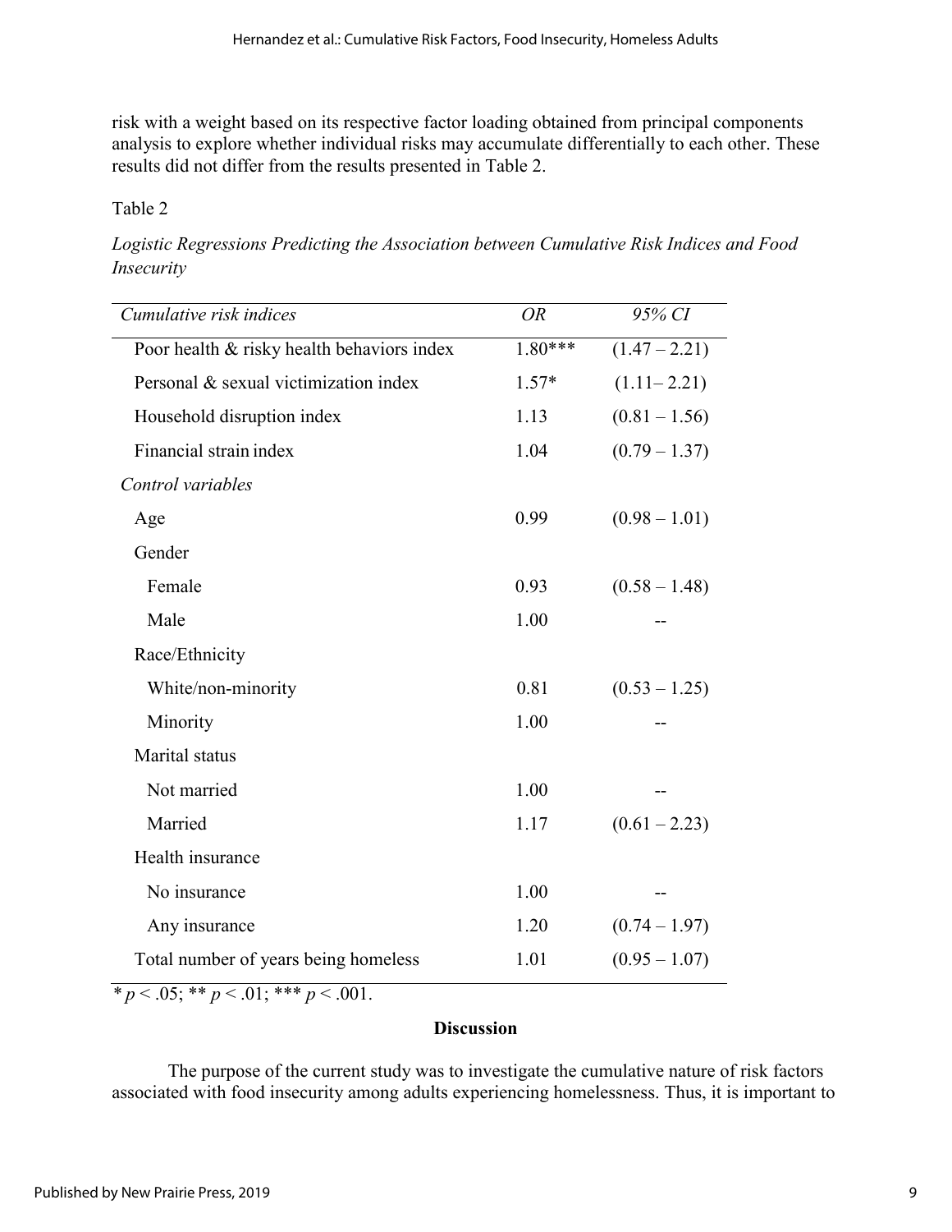risk with a weight based on its respective factor loading obtained from principal components analysis to explore whether individual risks may accumulate differentially to each other. These results did not differ from the results presented in Table 2.

Table 2

*Logistic Regressions Predicting the Association between Cumulative Risk Indices and Food Insecurity*

| *Cumulative risk indices* | *OR* | *95% CI* |
|---|---|---|
| Poor health & risky health behaviors index | 1.80*** | (1.47 – 2.21) |
| Personal & sexual victimization index | 1.57* | (1.11– 2.21) |
| Household disruption index | 1.13 | (0.81 – 1.56) |
| Financial strain index | 1.04 | (0.79 – 1.37) |
| *Control variables* | | |
| Age | 0.99 | (0.98 – 1.01) |
| Gender | | |
| Female | 0.93 | (0.58 – 1.48) |
| Male | 1.00 | -- |
| Race/Ethnicity | | |
| White/non-minority | 0.81 | (0.53 – 1.25) |
| Minority | 1.00 | -- |
| Marital status | | |
| Not married | 1.00 | -- |
| Married | 1.17 | (0.61 – 2.23) |
| Health insurance | | |
| No insurance | 1.00 | -- |
| Any insurance | 1.20 | (0.74 – 1.97) |
| Total number of years being homeless | 1.01 | (0.95 – 1.07) |

* $p < .05$; ** $p < .01$; *** $p < .001$.

## Discussion

The purpose of the current study was to investigate the cumulative nature of risk factors associated with food insecurity among adults experiencing homelessness. Thus, it is important to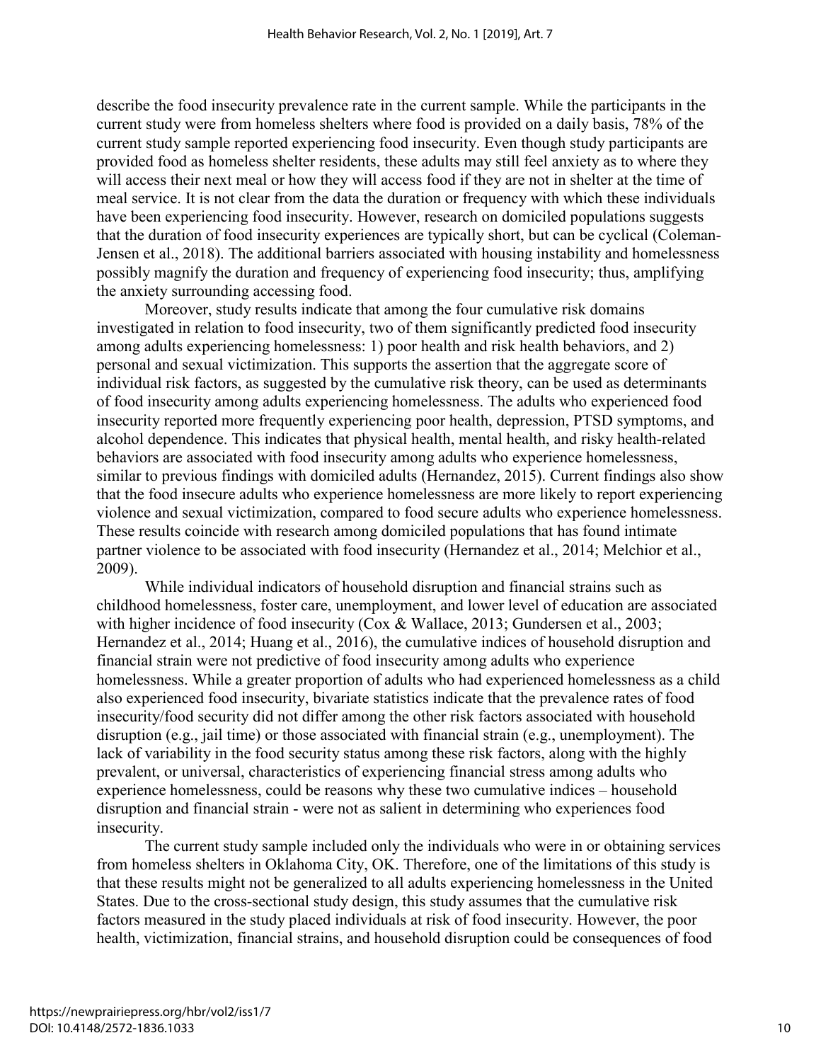describe the food insecurity prevalence rate in the current sample. While the participants in the current study were from homeless shelters where food is provided on a daily basis, 78% of the current study sample reported experiencing food insecurity. Even though study participants are provided food as homeless shelter residents, these adults may still feel anxiety as to where they will access their next meal or how they will access food if they are not in shelter at the time of meal service. It is not clear from the data the duration or frequency with which these individuals have been experiencing food insecurity. However, research on domiciled populations suggests that the duration of food insecurity experiences are typically short, but can be cyclical (Coleman-Jensen et al., 2018). The additional barriers associated with housing instability and homelessness possibly magnify the duration and frequency of experiencing food insecurity; thus, amplifying the anxiety surrounding accessing food.

Moreover, study results indicate that among the four cumulative risk domains investigated in relation to food insecurity, two of them significantly predicted food insecurity among adults experiencing homelessness: 1) poor health and risk health behaviors, and 2) personal and sexual victimization. This supports the assertion that the aggregate score of individual risk factors, as suggested by the cumulative risk theory, can be used as determinants of food insecurity among adults experiencing homelessness. The adults who experienced food insecurity reported more frequently experiencing poor health, depression, PTSD symptoms, and alcohol dependence. This indicates that physical health, mental health, and risky health-related behaviors are associated with food insecurity among adults who experience homelessness, similar to previous findings with domiciled adults (Hernandez, 2015). Current findings also show that the food insecure adults who experience homelessness are more likely to report experiencing violence and sexual victimization, compared to food secure adults who experience homelessness. These results coincide with research among domiciled populations that has found intimate partner violence to be associated with food insecurity (Hernandez et al., 2014; Melchior et al., 2009).

While individual indicators of household disruption and financial strains such as childhood homelessness, foster care, unemployment, and lower level of education are associated with higher incidence of food insecurity (Cox & Wallace, 2013; Gundersen et al., 2003; Hernandez et al., 2014; Huang et al., 2016), the cumulative indices of household disruption and financial strain were not predictive of food insecurity among adults who experience homelessness. While a greater proportion of adults who had experienced homelessness as a child also experienced food insecurity, bivariate statistics indicate that the prevalence rates of food insecurity/food security did not differ among the other risk factors associated with household disruption (e.g., jail time) or those associated with financial strain (e.g., unemployment). The lack of variability in the food security status among these risk factors, along with the highly prevalent, or universal, characteristics of experiencing financial stress among adults who experience homelessness, could be reasons why these two cumulative indices – household disruption and financial strain - were not as salient in determining who experiences food insecurity.

The current study sample included only the individuals who were in or obtaining services from homeless shelters in Oklahoma City, OK. Therefore, one of the limitations of this study is that these results might not be generalized to all adults experiencing homelessness in the United States. Due to the cross-sectional study design, this study assumes that the cumulative risk factors measured in the study placed individuals at risk of food insecurity. However, the poor health, victimization, financial strains, and household disruption could be consequences of food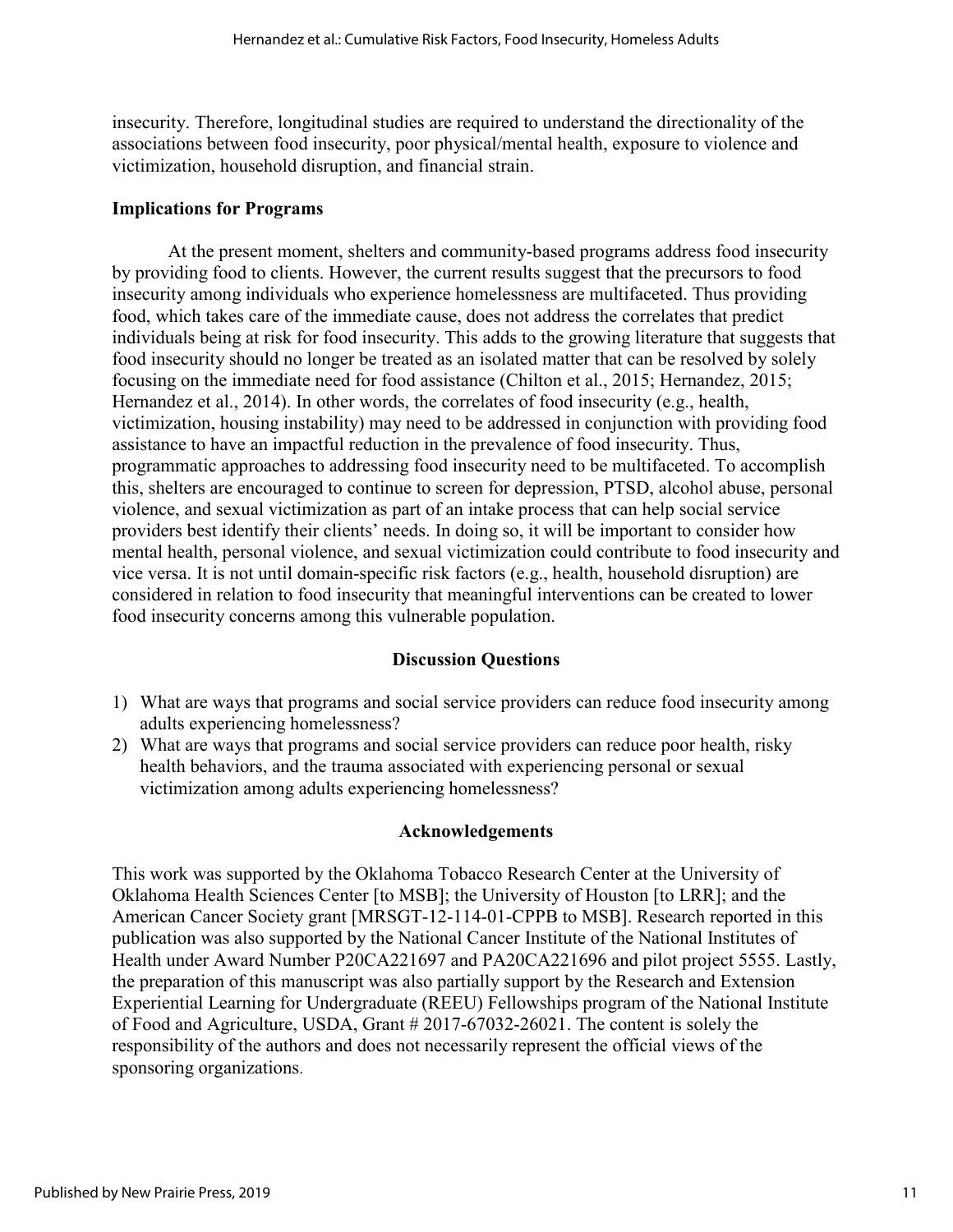insecurity. Therefore, longitudinal studies are required to understand the directionality of the associations between food insecurity, poor physical/mental health, exposure to violence and victimization, household disruption, and financial strain.

### Implications for Programs

At the present moment, shelters and community-based programs address food insecurity by providing food to clients. However, the current results suggest that the precursors to food insecurity among individuals who experience homelessness are multifaceted. Thus providing food, which takes care of the immediate cause, does not address the correlates that predict individuals being at risk for food insecurity. This adds to the growing literature that suggests that food insecurity should no longer be treated as an isolated matter that can be resolved by solely focusing on the immediate need for food assistance (Chilton et al., 2015; Hernandez, 2015; Hernandez et al., 2014). In other words, the correlates of food insecurity (e.g., health, victimization, housing instability) may need to be addressed in conjunction with providing food assistance to have an impactful reduction in the prevalence of food insecurity. Thus, programmatic approaches to addressing food insecurity need to be multifaceted. To accomplish this, shelters are encouraged to continue to screen for depression, PTSD, alcohol abuse, personal violence, and sexual victimization as part of an intake process that can help social service providers best identify their clients' needs. In doing so, it will be important to consider how mental health, personal violence, and sexual victimization could contribute to food insecurity and vice versa. It is not until domain-specific risk factors (e.g., health, household disruption) are considered in relation to food insecurity that meaningful interventions can be created to lower food insecurity concerns among this vulnerable population.

## Discussion Questions

1) What are ways that programs and social service providers can reduce food insecurity among adults experiencing homelessness?
2) What are ways that programs and social service providers can reduce poor health, risky health behaviors, and the trauma associated with experiencing personal or sexual victimization among adults experiencing homelessness?

## Acknowledgements

This work was supported by the Oklahoma Tobacco Research Center at the University of Oklahoma Health Sciences Center [to MSB]; the University of Houston [to LRR]; and the American Cancer Society grant [MRSGT-12-114-01-CPPB to MSB]. Research reported in this publication was also supported by the National Cancer Institute of the National Institutes of Health under Award Number P20CA221697 and PA20CA221696 and pilot project 5555. Lastly, the preparation of this manuscript was also partially support by the Research and Extension Experiential Learning for Undergraduate (REEU) Fellowships program of the National Institute of Food and Agriculture, USDA, Grant # 2017-67032-26021. The content is solely the responsibility of the authors and does not necessarily represent the official views of the sponsoring organizations.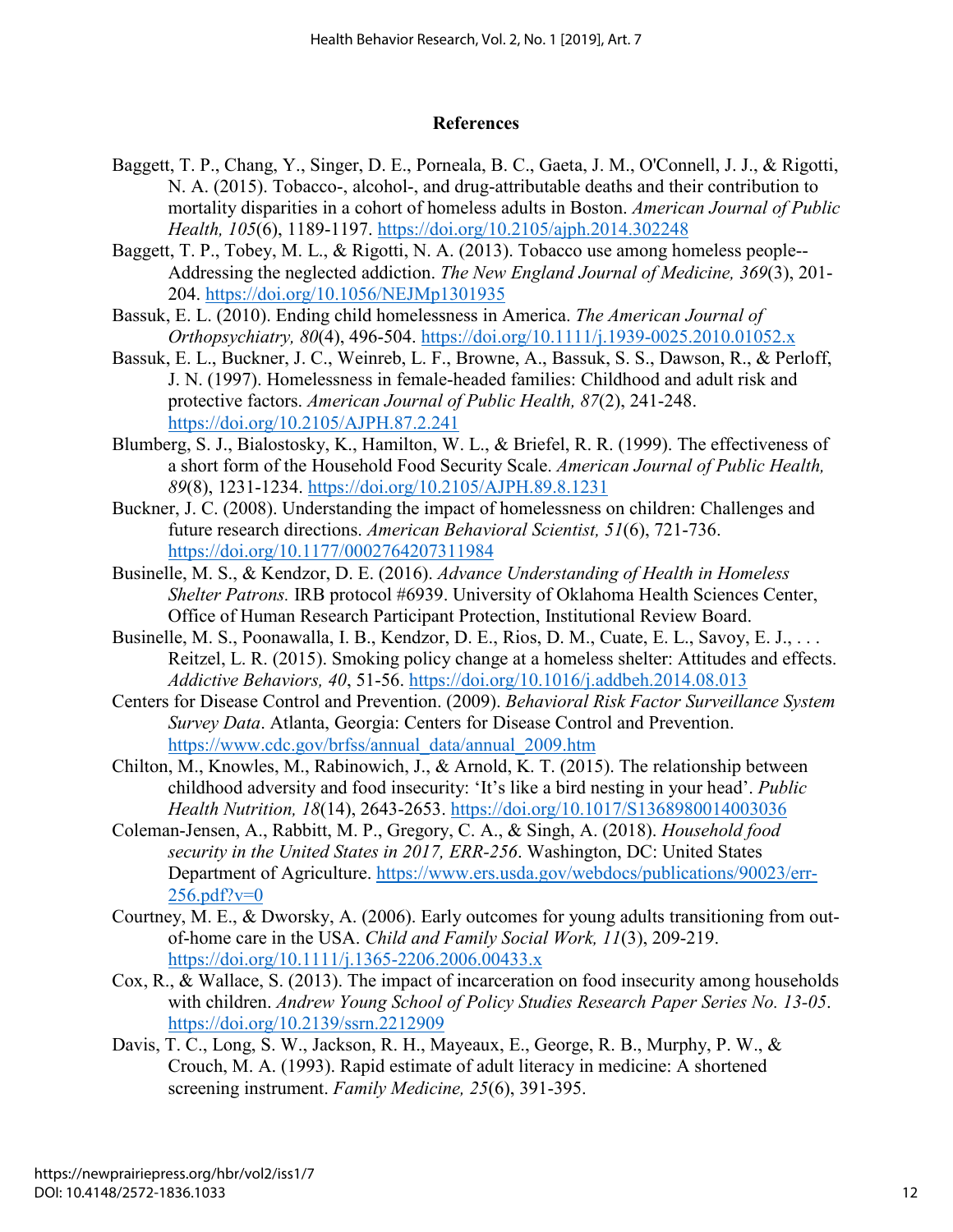## References

Baggett, T. P., Chang, Y., Singer, D. E., Porneala, B. C., Gaeta, J. M., O'Connell, J. J., & Rigotti, N. A. (2015). Tobacco-, alcohol-, and drug-attributable deaths and their contribution to mortality disparities in a cohort of homeless adults in Boston. *American Journal of Public Health, 105*(6), 1189-1197. https://doi.org/10.2105/ajph.2014.302248

Baggett, T. P., Tobey, M. L., & Rigotti, N. A. (2013). Tobacco use among homeless people--Addressing the neglected addiction. *The New England Journal of Medicine, 369*(3), 201-204. https://doi.org/10.1056/NEJMp1301935

Bassuk, E. L. (2010). Ending child homelessness in America. *The American Journal of Orthopsychiatry, 80*(4), 496-504. https://doi.org/10.1111/j.1939-0025.2010.01052.x

Bassuk, E. L., Buckner, J. C., Weinreb, L. F., Browne, A., Bassuk, S. S., Dawson, R., & Perloff, J. N. (1997). Homelessness in female-headed families: Childhood and adult risk and protective factors. *American Journal of Public Health, 87*(2), 241-248. https://doi.org/10.2105/AJPH.87.2.241

Blumberg, S. J., Bialostosky, K., Hamilton, W. L., & Briefel, R. R. (1999). The effectiveness of a short form of the Household Food Security Scale. *American Journal of Public Health, 89*(8), 1231-1234. https://doi.org/10.2105/AJPH.89.8.1231

Buckner, J. C. (2008). Understanding the impact of homelessness on children: Challenges and future research directions. *American Behavioral Scientist, 51*(6), 721-736. https://doi.org/10.1177/0002764207311984

Businelle, M. S., & Kendzor, D. E. (2016). *Advance Understanding of Health in Homeless Shelter Patrons.* IRB protocol #6939. University of Oklahoma Health Sciences Center, Office of Human Research Participant Protection, Institutional Review Board.

Businelle, M. S., Poonawalla, I. B., Kendzor, D. E., Rios, D. M., Cuate, E. L., Savoy, E. J., . . . Reitzel, L. R. (2015). Smoking policy change at a homeless shelter: Attitudes and effects. *Addictive Behaviors, 40*, 51-56. https://doi.org/10.1016/j.addbeh.2014.08.013

Centers for Disease Control and Prevention. (2009). *Behavioral Risk Factor Surveillance System Survey Data*. Atlanta, Georgia: Centers for Disease Control and Prevention. https://www.cdc.gov/brfss/annual_data/annual_2009.htm

Chilton, M., Knowles, M., Rabinowich, J., & Arnold, K. T. (2015). The relationship between childhood adversity and food insecurity: 'It's like a bird nesting in your head'. *Public Health Nutrition, 18*(14), 2643-2653. https://doi.org/10.1017/S1368980014003036

Coleman-Jensen, A., Rabbitt, M. P., Gregory, C. A., & Singh, A. (2018). *Household food security in the United States in 2017, ERR-256*. Washington, DC: United States Department of Agriculture. https://www.ers.usda.gov/webdocs/publications/90023/err-256.pdf?v=0

Courtney, M. E., & Dworsky, A. (2006). Early outcomes for young adults transitioning from out-of-home care in the USA. *Child and Family Social Work, 11*(3), 209-219. https://doi.org/10.1111/j.1365-2206.2006.00433.x

Cox, R., & Wallace, S. (2013). The impact of incarceration on food insecurity among households with children. *Andrew Young School of Policy Studies Research Paper Series No. 13-05*. https://doi.org/10.2139/ssrn.2212909

Davis, T. C., Long, S. W., Jackson, R. H., Mayeaux, E., George, R. B., Murphy, P. W., & Crouch, M. A. (1993). Rapid estimate of adult literacy in medicine: A shortened screening instrument. *Family Medicine, 25*(6), 391-395.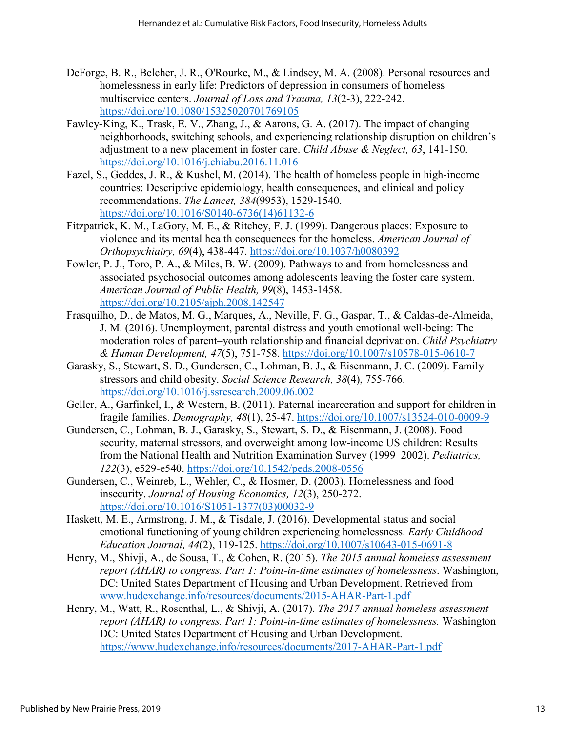DeForge, B. R., Belcher, J. R., O'Rourke, M., & Lindsey, M. A. (2008). Personal resources and homelessness in early life: Predictors of depression in consumers of homeless multiservice centers. *Journal of Loss and Trauma, 13*(2-3), 222-242. https://doi.org/10.1080/15325020701769105

Fawley-King, K., Trask, E. V., Zhang, J., & Aarons, G. A. (2017). The impact of changing neighborhoods, switching schools, and experiencing relationship disruption on children's adjustment to a new placement in foster care. *Child Abuse & Neglect, 63*, 141-150. https://doi.org/10.1016/j.chiabu.2016.11.016

Fazel, S., Geddes, J. R., & Kushel, M. (2014). The health of homeless people in high-income countries: Descriptive epidemiology, health consequences, and clinical and policy recommendations. *The Lancet, 384*(9953), 1529-1540. https://doi.org/10.1016/S0140-6736(14)61132-6

Fitzpatrick, K. M., LaGory, M. E., & Ritchey, F. J. (1999). Dangerous places: Exposure to violence and its mental health consequences for the homeless. *American Journal of Orthopsychiatry, 69*(4), 438-447. https://doi.org/10.1037/h0080392

Fowler, P. J., Toro, P. A., & Miles, B. W. (2009). Pathways to and from homelessness and associated psychosocial outcomes among adolescents leaving the foster care system. *American Journal of Public Health, 99*(8), 1453-1458. https://doi.org/10.2105/ajph.2008.142547

Frasquilho, D., de Matos, M. G., Marques, A., Neville, F. G., Gaspar, T., & Caldas-de-Almeida, J. M. (2016). Unemployment, parental distress and youth emotional well-being: The moderation roles of parent–youth relationship and financial deprivation. *Child Psychiatry & Human Development, 47*(5), 751-758. https://doi.org/10.1007/s10578-015-0610-7

Garasky, S., Stewart, S. D., Gundersen, C., Lohman, B. J., & Eisenmann, J. C. (2009). Family stressors and child obesity. *Social Science Research, 38*(4), 755-766. https://doi.org/10.1016/j.ssresearch.2009.06.002

Geller, A., Garfinkel, I., & Western, B. (2011). Paternal incarceration and support for children in fragile families. *Demography, 48*(1), 25-47. https://doi.org/10.1007/s13524-010-0009-9

Gundersen, C., Lohman, B. J., Garasky, S., Stewart, S. D., & Eisenmann, J. (2008). Food security, maternal stressors, and overweight among low-income US children: Results from the National Health and Nutrition Examination Survey (1999–2002). *Pediatrics, 122*(3), e529-e540. https://doi.org/10.1542/peds.2008-0556

Gundersen, C., Weinreb, L., Wehler, C., & Hosmer, D. (2003). Homelessness and food insecurity. *Journal of Housing Economics, 12*(3), 250-272. https://doi.org/10.1016/S1051-1377(03)00032-9

Haskett, M. E., Armstrong, J. M., & Tisdale, J. (2016). Developmental status and social–emotional functioning of young children experiencing homelessness. *Early Childhood Education Journal, 44*(2), 119-125. https://doi.org/10.1007/s10643-015-0691-8

Henry, M., Shivji, A., de Sousa, T., & Cohen, R. (2015). *The 2015 annual homeless assessment report (AHAR) to congress. Part 1: Point-in-time estimates of homelessness*. Washington, DC: United States Department of Housing and Urban Development. Retrieved from www.hudexchange.info/resources/documents/2015-AHAR-Part-1.pdf

Henry, M., Watt, R., Rosenthal, L., & Shivji, A. (2017). *The 2017 annual homeless assessment report (AHAR) to congress. Part 1: Point-in-time estimates of homelessness.* Washington DC: United States Department of Housing and Urban Development. https://www.hudexchange.info/resources/documents/2017-AHAR-Part-1.pdf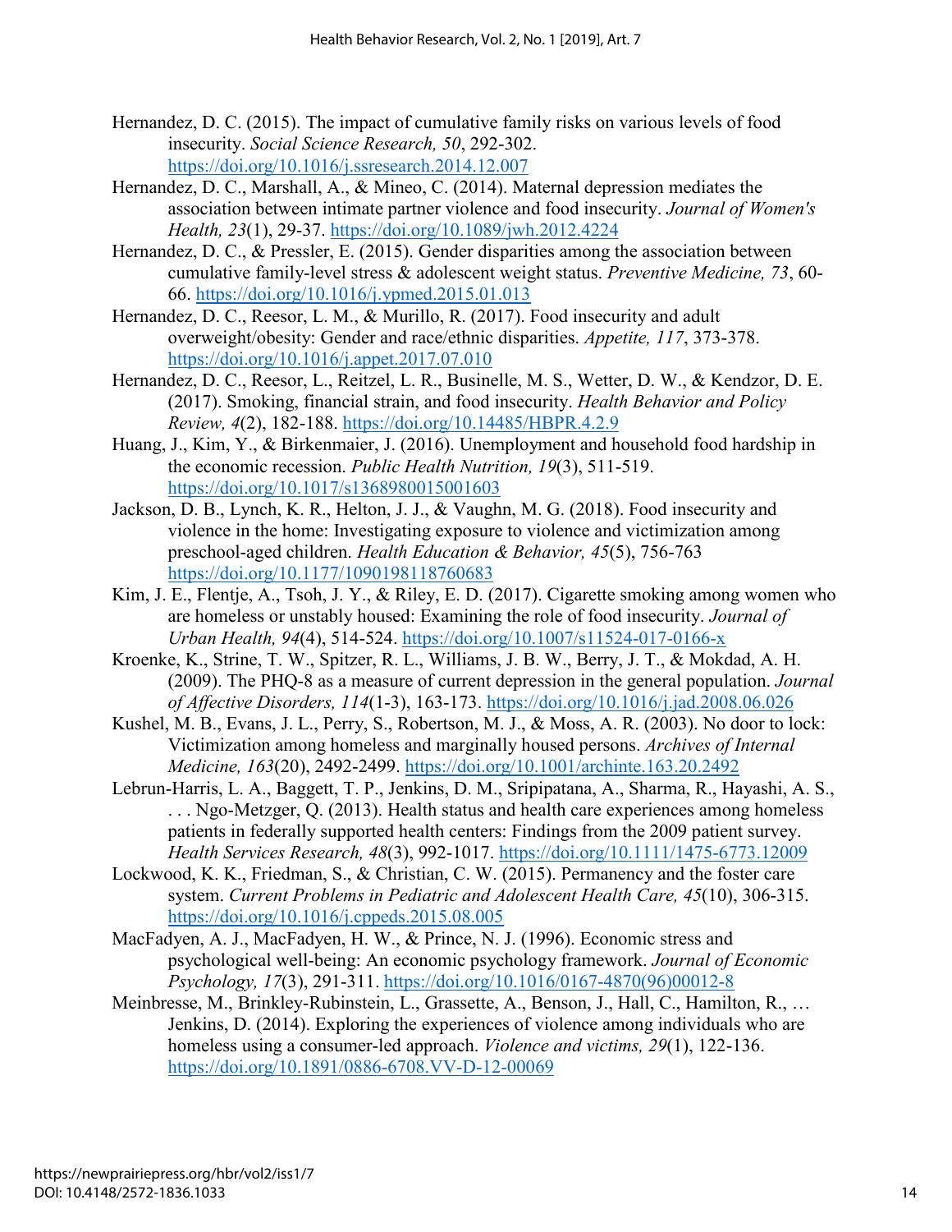Hernandez, D. C. (2015). The impact of cumulative family risks on various levels of food insecurity. *Social Science Research, 50*, 292-302. https://doi.org/10.1016/j.ssresearch.2014.12.007

Hernandez, D. C., Marshall, A., & Mineo, C. (2014). Maternal depression mediates the association between intimate partner violence and food insecurity. *Journal of Women's Health, 23*(1), 29-37. https://doi.org/10.1089/jwh.2012.4224

Hernandez, D. C., & Pressler, E. (2015). Gender disparities among the association between cumulative family-level stress & adolescent weight status. *Preventive Medicine, 73*, 60-66. https://doi.org/10.1016/j.ypmed.2015.01.013

Hernandez, D. C., Reesor, L. M., & Murillo, R. (2017). Food insecurity and adult overweight/obesity: Gender and race/ethnic disparities. *Appetite, 117*, 373-378. https://doi.org/10.1016/j.appet.2017.07.010

Hernandez, D. C., Reesor, L., Reitzel, L. R., Businelle, M. S., Wetter, D. W., & Kendzor, D. E. (2017). Smoking, financial strain, and food insecurity. *Health Behavior and Policy Review, 4*(2), 182-188. https://doi.org/10.14485/HBPR.4.2.9

Huang, J., Kim, Y., & Birkenmaier, J. (2016). Unemployment and household food hardship in the economic recession. *Public Health Nutrition, 19*(3), 511-519. https://doi.org/10.1017/s1368980015001603

Jackson, D. B., Lynch, K. R., Helton, J. J., & Vaughn, M. G. (2018). Food insecurity and violence in the home: Investigating exposure to violence and victimization among preschool-aged children. *Health Education & Behavior, 45*(5), 756-763 https://doi.org/10.1177/1090198118760683

Kim, J. E., Flentje, A., Tsoh, J. Y., & Riley, E. D. (2017). Cigarette smoking among women who are homeless or unstably housed: Examining the role of food insecurity. *Journal of Urban Health, 94*(4), 514-524. https://doi.org/10.1007/s11524-017-0166-x

Kroenke, K., Strine, T. W., Spitzer, R. L., Williams, J. B. W., Berry, J. T., & Mokdad, A. H. (2009). The PHQ-8 as a measure of current depression in the general population. *Journal of Affective Disorders, 114*(1-3), 163-173. https://doi.org/10.1016/j.jad.2008.06.026

Kushel, M. B., Evans, J. L., Perry, S., Robertson, M. J., & Moss, A. R. (2003). No door to lock: Victimization among homeless and marginally housed persons. *Archives of Internal Medicine, 163*(20), 2492-2499. https://doi.org/10.1001/archinte.163.20.2492

Lebrun-Harris, L. A., Baggett, T. P., Jenkins, D. M., Sripipatana, A., Sharma, R., Hayashi, A. S., . . . Ngo-Metzger, Q. (2013). Health status and health care experiences among homeless patients in federally supported health centers: Findings from the 2009 patient survey. *Health Services Research, 48*(3), 992-1017. https://doi.org/10.1111/1475-6773.12009

Lockwood, K. K., Friedman, S., & Christian, C. W. (2015). Permanency and the foster care system. *Current Problems in Pediatric and Adolescent Health Care, 45*(10), 306-315. https://doi.org/10.1016/j.cppeds.2015.08.005

MacFadyen, A. J., MacFadyen, H. W., & Prince, N. J. (1996). Economic stress and psychological well-being: An economic psychology framework. *Journal of Economic Psychology, 17*(3), 291-311. https://doi.org/10.1016/0167-4870(96)00012-8

Meinbresse, M., Brinkley-Rubinstein, L., Grassette, A., Benson, J., Hall, C., Hamilton, R., … Jenkins, D. (2014). Exploring the experiences of violence among individuals who are homeless using a consumer-led approach. *Violence and victims, 29*(1), 122-136. https://doi.org/10.1891/0886-6708.VV-D-12-00069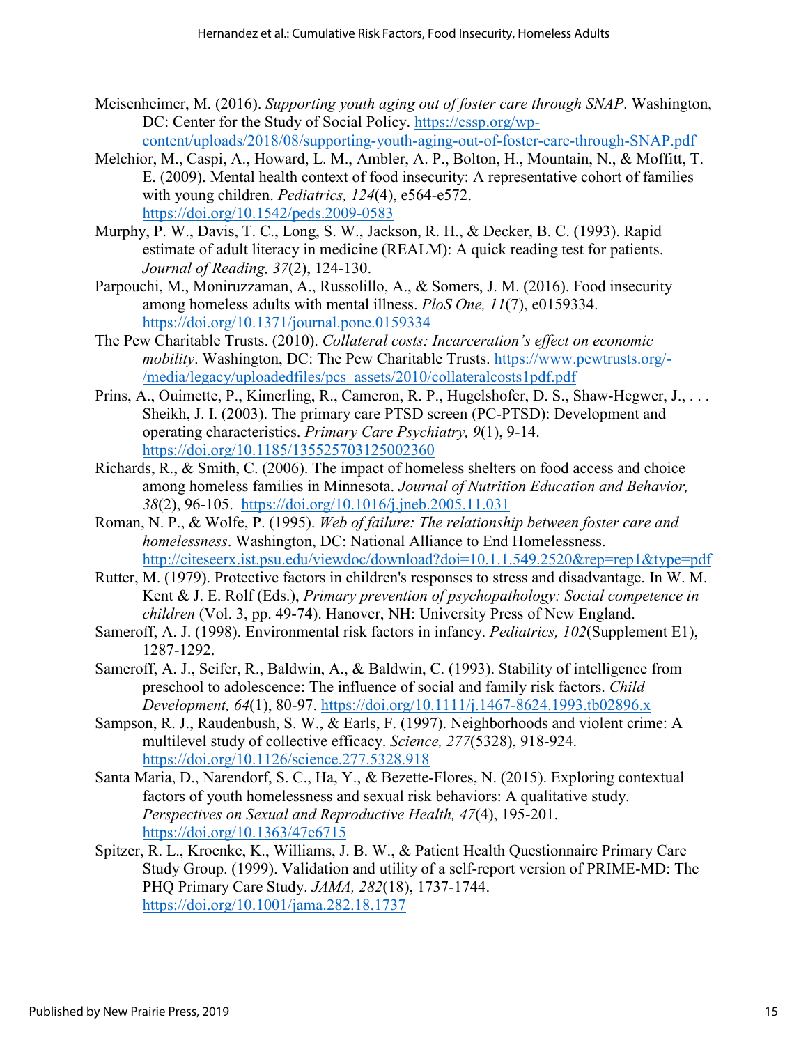Meisenheimer, M. (2016). *Supporting youth aging out of foster care through SNAP*. Washington, DC: Center for the Study of Social Policy. https://cssp.org/wp-content/uploads/2018/08/supporting-youth-aging-out-of-foster-care-through-SNAP.pdf

Melchior, M., Caspi, A., Howard, L. M., Ambler, A. P., Bolton, H., Mountain, N., & Moffitt, T. E. (2009). Mental health context of food insecurity: A representative cohort of families with young children. *Pediatrics, 124*(4), e564-e572. https://doi.org/10.1542/peds.2009-0583

Murphy, P. W., Davis, T. C., Long, S. W., Jackson, R. H., & Decker, B. C. (1993). Rapid estimate of adult literacy in medicine (REALM): A quick reading test for patients. *Journal of Reading, 37*(2), 124-130.

Parpouchi, M., Moniruzzaman, A., Russolillo, A., & Somers, J. M. (2016). Food insecurity among homeless adults with mental illness. *PloS One, 11*(7), e0159334. https://doi.org/10.1371/journal.pone.0159334

The Pew Charitable Trusts. (2010). *Collateral costs: Incarceration's effect on economic mobility*. Washington, DC: The Pew Charitable Trusts. https://www.pewtrusts.org/-/media/legacy/uploadedfiles/pcs_assets/2010/collateralcosts1pdf.pdf

Prins, A., Ouimette, P., Kimerling, R., Cameron, R. P., Hugelshofer, D. S., Shaw-Hegwer, J., . . . Sheikh, J. I. (2003). The primary care PTSD screen (PC-PTSD): Development and operating characteristics. *Primary Care Psychiatry, 9*(1), 9-14. https://doi.org/10.1185/135525703125002360

Richards, R., & Smith, C. (2006). The impact of homeless shelters on food access and choice among homeless families in Minnesota. *Journal of Nutrition Education and Behavior, 38*(2), 96-105. https://doi.org/10.1016/j.jneb.2005.11.031

Roman, N. P., & Wolfe, P. (1995). *Web of failure: The relationship between foster care and homelessness*. Washington, DC: National Alliance to End Homelessness. http://citeseerx.ist.psu.edu/viewdoc/download?doi=10.1.1.549.2520&rep=rep1&type=pdf

Rutter, M. (1979). Protective factors in children's responses to stress and disadvantage. In W. M. Kent & J. E. Rolf (Eds.), *Primary prevention of psychopathology: Social competence in children* (Vol. 3, pp. 49-74). Hanover, NH: University Press of New England.

Sameroff, A. J. (1998). Environmental risk factors in infancy. *Pediatrics, 102*(Supplement E1), 1287-1292.

Sameroff, A. J., Seifer, R., Baldwin, A., & Baldwin, C. (1993). Stability of intelligence from preschool to adolescence: The influence of social and family risk factors. *Child Development, 64*(1), 80-97. https://doi.org/10.1111/j.1467-8624.1993.tb02896.x

Sampson, R. J., Raudenbush, S. W., & Earls, F. (1997). Neighborhoods and violent crime: A multilevel study of collective efficacy. *Science, 277*(5328), 918-924. https://doi.org/10.1126/science.277.5328.918

Santa Maria, D., Narendorf, S. C., Ha, Y., & Bezette-Flores, N. (2015). Exploring contextual factors of youth homelessness and sexual risk behaviors: A qualitative study. *Perspectives on Sexual and Reproductive Health, 47*(4), 195-201. https://doi.org/10.1363/47e6715

Spitzer, R. L., Kroenke, K., Williams, J. B. W., & Patient Health Questionnaire Primary Care Study Group. (1999). Validation and utility of a self-report version of PRIME-MD: The PHQ Primary Care Study. *JAMA, 282*(18), 1737-1744. https://doi.org/10.1001/jama.282.18.1737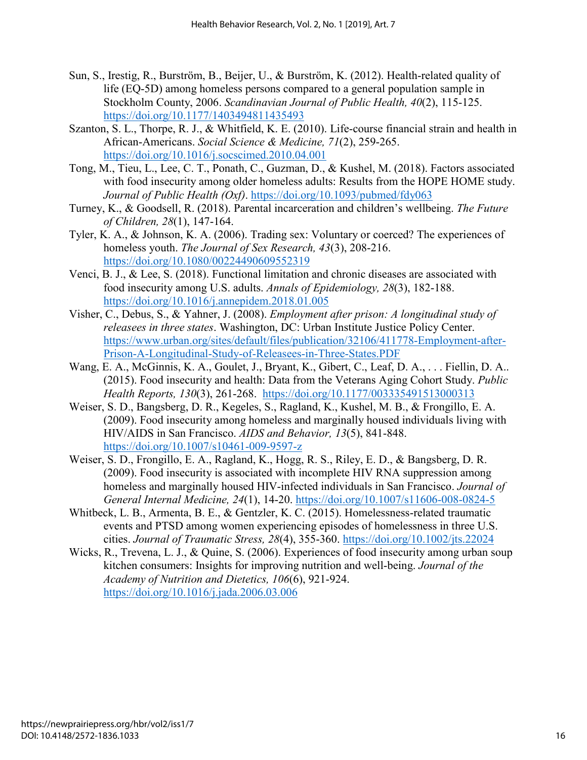Sun, S., Irestig, R., Burström, B., Beijer, U., & Burström, K. (2012). Health-related quality of life (EQ-5D) among homeless persons compared to a general population sample in Stockholm County, 2006. *Scandinavian Journal of Public Health, 40*(2), 115-125. https://doi.org/10.1177/1403494811435493

Szanton, S. L., Thorpe, R. J., & Whitfield, K. E. (2010). Life-course financial strain and health in African-Americans. *Social Science & Medicine, 71*(2), 259-265. https://doi.org/10.1016/j.socscimed.2010.04.001

Tong, M., Tieu, L., Lee, C. T., Ponath, C., Guzman, D., & Kushel, M. (2018). Factors associated with food insecurity among older homeless adults: Results from the HOPE HOME study. *Journal of Public Health (Oxf)*. https://doi.org/10.1093/pubmed/fdy063

Turney, K., & Goodsell, R. (2018). Parental incarceration and children's wellbeing. *The Future of Children, 28*(1), 147-164.

Tyler, K. A., & Johnson, K. A. (2006). Trading sex: Voluntary or coerced? The experiences of homeless youth. *The Journal of Sex Research, 43*(3), 208-216. https://doi.org/10.1080/00224490609552319

Venci, B. J., & Lee, S. (2018). Functional limitation and chronic diseases are associated with food insecurity among U.S. adults. *Annals of Epidemiology, 28*(3), 182-188. https://doi.org/10.1016/j.annepidem.2018.01.005

Visher, C., Debus, S., & Yahner, J. (2008). *Employment after prison: A longitudinal study of releasees in three states*. Washington, DC: Urban Institute Justice Policy Center. https://www.urban.org/sites/default/files/publication/32106/411778-Employment-after-Prison-A-Longitudinal-Study-of-Releasees-in-Three-States.PDF

Wang, E. A., McGinnis, K. A., Goulet, J., Bryant, K., Gibert, C., Leaf, D. A., . . . Fiellin, D. A.. (2015). Food insecurity and health: Data from the Veterans Aging Cohort Study. *Public Health Reports, 130*(3), 261-268. https://doi.org/10.1177/003335491513000313

Weiser, S. D., Bangsberg, D. R., Kegeles, S., Ragland, K., Kushel, M. B., & Frongillo, E. A. (2009). Food insecurity among homeless and marginally housed individuals living with HIV/AIDS in San Francisco. *AIDS and Behavior, 13*(5), 841-848. https://doi.org/10.1007/s10461-009-9597-z

Weiser, S. D., Frongillo, E. A., Ragland, K., Hogg, R. S., Riley, E. D., & Bangsberg, D. R. (2009). Food insecurity is associated with incomplete HIV RNA suppression among homeless and marginally housed HIV-infected individuals in San Francisco. *Journal of General Internal Medicine, 24*(1), 14-20. https://doi.org/10.1007/s11606-008-0824-5

Whitbeck, L. B., Armenta, B. E., & Gentzler, K. C. (2015). Homelessness-related traumatic events and PTSD among women experiencing episodes of homelessness in three U.S. cities. *Journal of Traumatic Stress, 28*(4), 355-360. https://doi.org/10.1002/jts.22024

Wicks, R., Trevena, L. J., & Quine, S. (2006). Experiences of food insecurity among urban soup kitchen consumers: Insights for improving nutrition and well-being. *Journal of the Academy of Nutrition and Dietetics, 106*(6), 921-924. https://doi.org/10.1016/j.jada.2006.03.006